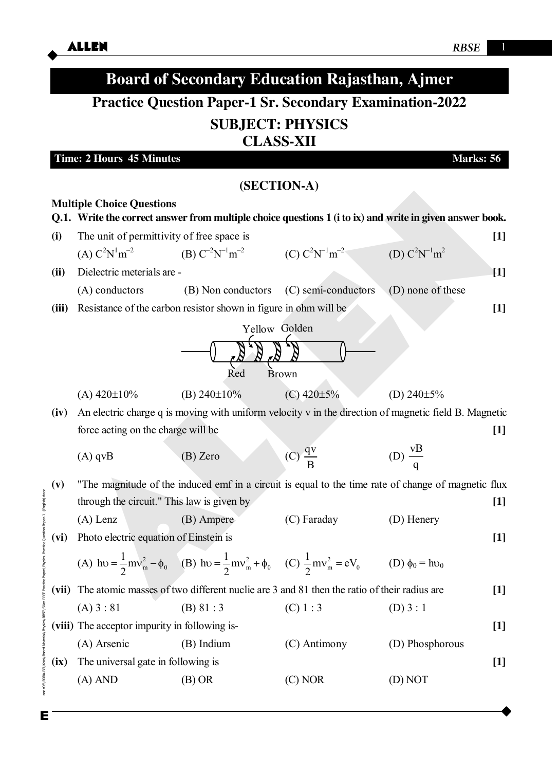# Board of Secondary Education Rajasthan, Ajmer

## Practice Question Paper-1 Sr. Secondary Examination-2022

## SUBJECT: PHYSICS
## CLASS-XII

**Time: 2 Hours 45 Minutes** | **Marks: 56**

### (SECTION-A)

**Multiple Choice Questions**

**Q.1. Write the correct answer from multiple choice questions 1 (i to ix) and write in given answer book.**

**(i)** The unit of permittivity of free space is **[1]**

(A) $C^2N^1m^{-2}$ (B) $C^{-2}N^{-1}m^{-2}$ (C) $C^2N^{-1}m^{-2}$ (D) $C^2N^{-1}m^2$

**(ii)** Dielectric meterials are - **[1]**

(A) conductors (B) Non conductors (C) semi-conductors (D) none of these

**(iii)** Resistance of the carbon resistor shown in figure in ohm will be **[1]**

Yellow Golden

Red Brown

(A) 420±10% (B) 240±10% (C) 420±5% (D) 240±5%

**(iv)** An electric charge q is moving with uniform velocity v in the direction of magnetic field B. Magnetic force acting on the charge will be **[1]**

(A) qvB (B) Zero (C) $\frac{qv}{B}$ (D) $\frac{vB}{q}$

**(v)** "The magnitude of the induced emf in a circuit is equal to the time rate of change of magnetic flux through the circuit." This law is given by **[1]**

(A) Lenz (B) Ampere (C) Faraday (D) Henery

**(vi)** Photo electric equation of Einstein is **[1]**

(A) $h\upsilon = \frac{1}{2}mv_m^2 - \phi_0$ (B) $h\upsilon = \frac{1}{2}mv_m^2 + \phi_0$ (C) $\frac{1}{2}mv_m^2 = eV_0$ (D) $\phi_0 = h\upsilon_0$

**(vii)** The atomic masses of two different nuclie are 3 and 81 then the ratio of their radius are **[1]**

(A) 3 : 81 (B) 81 : 3 (C) 1 : 3 (D) 3 : 1

**(viii)** The acceptor impurity in following is- **[1]**

(A) Arsenic (B) Indium (C) Antimony (D) Phosphorous

**(ix)** The universal gate in following is **[1]**

(A) AND (B) OR (C) NOR (D) NOT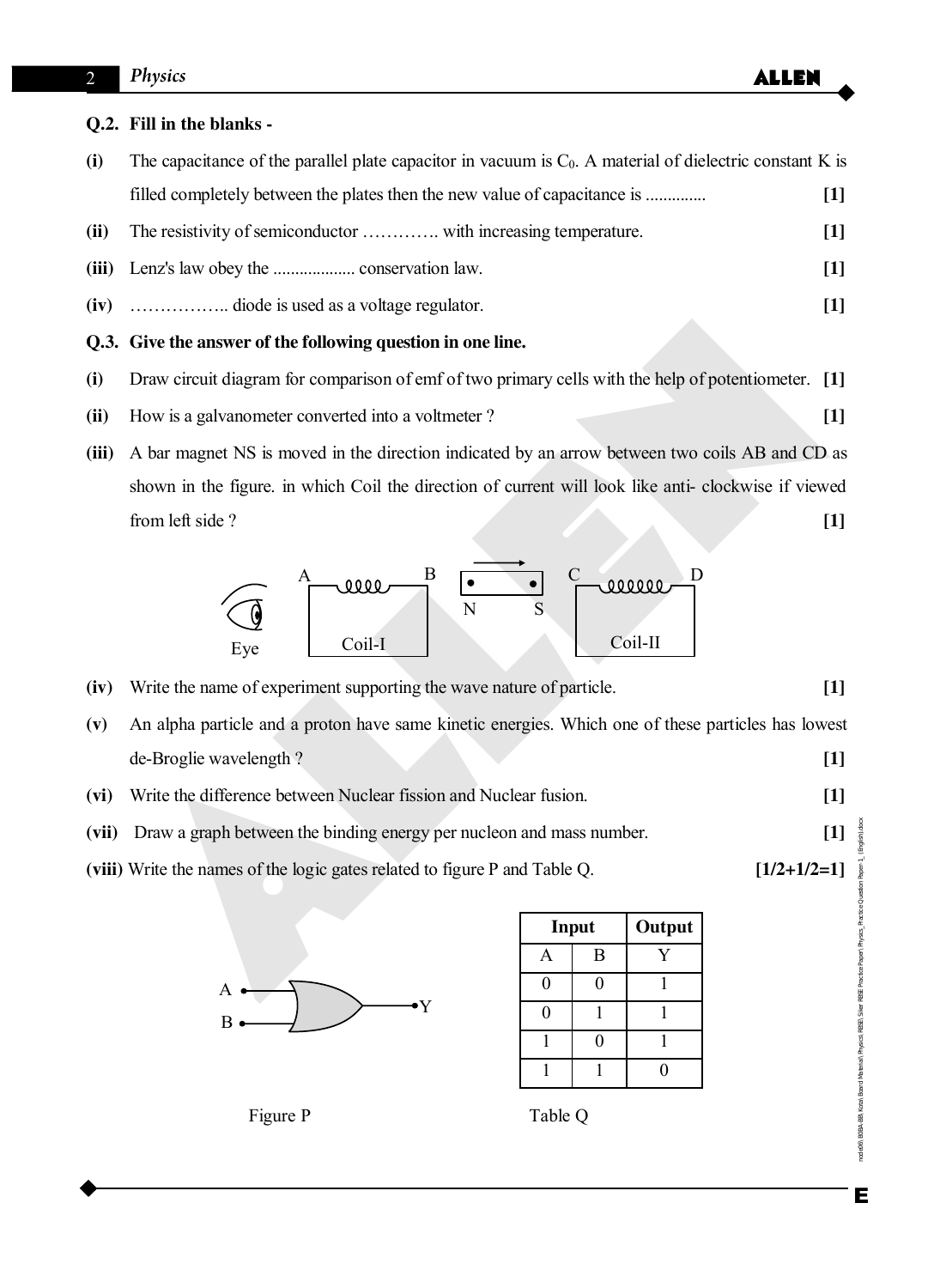**Q.2. Fill in the blanks -**

**(i)** The capacitance of the parallel plate capacitor in vacuum is $C_0$. A material of dielectric constant K is filled completely between the plates then the new value of capacitance is ............. **[1]**

**(ii)** The resistivity of semiconductor …………. with increasing temperature. **[1]**

**(iii)** Lenz's law obey the .................. conservation law. **[1]**

**(iv)** …………….. diode is used as a voltage regulator. **[1]**

**Q.3. Give the answer of the following question in one line.**

**(i)** Draw circuit diagram for comparison of emf of two primary cells with the help of potentiometer. **[1]**

**(ii)** How is a galvanometer converted into a voltmeter ? **[1]**

**(iii)** A bar magnet NS is moved in the direction indicated by an arrow between two coils AB and CD as shown in the figure. in which Coil the direction of current will look like anti- clockwise if viewed from left side ? **[1]**

Eye | A Coil-I B | N S (→) | C Coil-II D

**(iv)** Write the name of experiment supporting the wave nature of particle. **[1]**

**(v)** An alpha particle and a proton have same kinetic energies. Which one of these particles has lowest de-Broglie wavelength ? **[1]**

**(vi)** Write the difference between Nuclear fission and Nuclear fusion. **[1]**

**(vii)** Draw a graph between the binding energy per nucleon and mass number. **[1]**

**(viii)** Write the names of the logic gates related to figure P and Table Q. **[1/2+1/2=1]**

Figure P

| Input | | Output |
|---|---|---|
| A | B | Y |
| 0 | 0 | 1 |
| 0 | 1 | 1 |
| 1 | 0 | 1 |
| 1 | 1 | 0 |

Table Q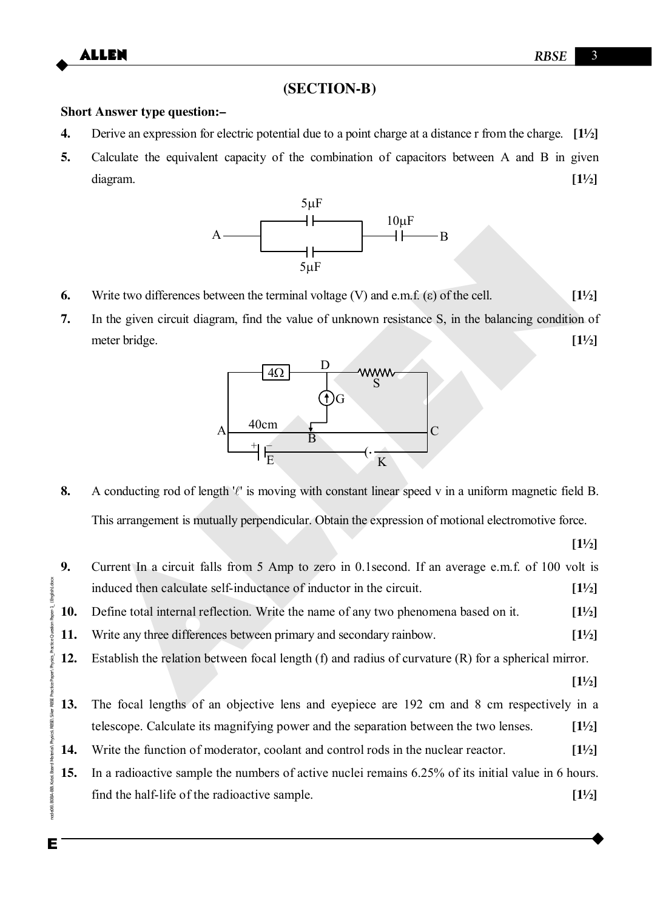## (SECTION-B)

**Short Answer type question:–**

**4.** Derive an expression for electric potential due to a point charge at a distance r from the charge. **[1½]**

**5.** Calculate the equivalent capacity of the combination of capacitors between A and B in given diagram. **[1½]**

**6.** Write two differences between the terminal voltage (V) and e.m.f. (ε) of the cell. **[1½]**

**7.** In the given circuit diagram, find the value of unknown resistance S, in the balancing condition of meter bridge. **[1½]**

**8.** A conducting rod of length '$\ell$' is moving with constant linear speed v in a uniform magnetic field B. This arrangement is mutually perpendicular. Obtain the expression of motional electromotive force. **[1½]**

**9.** Current In a circuit falls from 5 Amp to zero in 0.1second. If an average e.m.f. of 100 volt is induced then calculate self-inductance of inductor in the circuit. **[1½]**

**10.** Define total internal reflection. Write the name of any two phenomena based on it. **[1½]**

**11.** Write any three differences between primary and secondary rainbow. **[1½]**

**12.** Establish the relation between focal length (f) and radius of curvature (R) for a spherical mirror. **[1½]**

**13.** The focal lengths of an objective lens and eyepiece are 192 cm and 8 cm respectively in a telescope. Calculate its magnifying power and the separation between the two lenses. **[1½]**

**14.** Write the function of moderator, coolant and control rods in the nuclear reactor. **[1½]**

**15.** In a radioactive sample the numbers of active nuclei remains 6.25% of its initial value in 6 hours. find the half-life of the radioactive sample. **[1½]**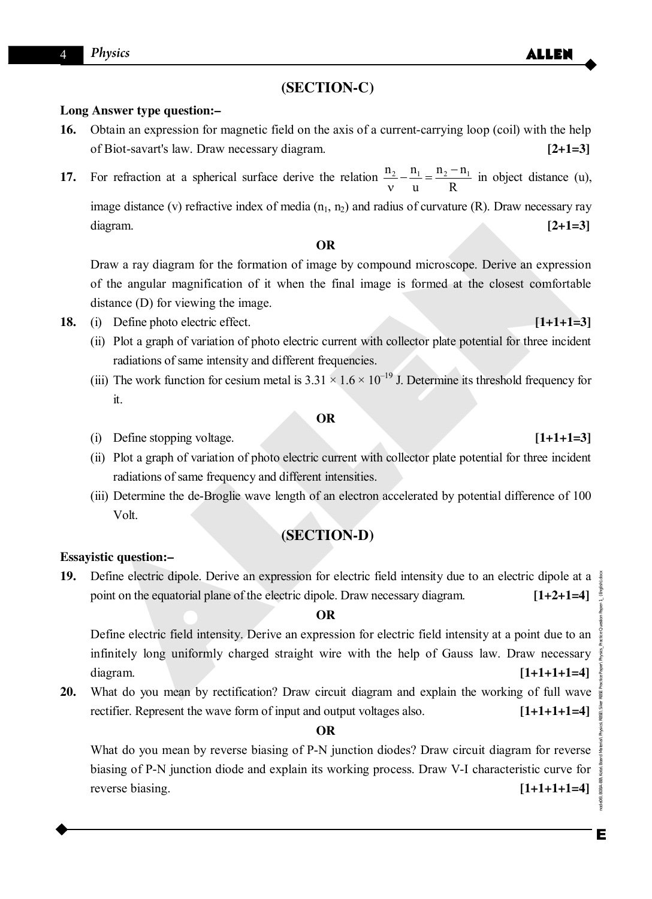## (SECTION-C)

**Long Answer type question:–**

**16.** Obtain an expression for magnetic field on the axis of a current-carrying loop (coil) with the help of Biot-savart's law. Draw necessary diagram. **[2+1=3]**

**17.** For refraction at a spherical surface derive the relation $\frac{n_2}{v} - \frac{n_1}{u} = \frac{n_2 - n_1}{R}$ in object distance (u), image distance (v) refractive index of media ($n_1$, $n_2$) and radius of curvature (R). Draw necessary ray diagram. **[2+1=3]**

**OR**

Draw a ray diagram for the formation of image by compound microscope. Derive an expression of the angular magnification of it when the final image is formed at the closest comfortable distance (D) for viewing the image.

**18.** (i) Define photo electric effect. **[1+1+1=3]**

(ii) Plot a graph of variation of photo electric current with collector plate potential for three incident radiations of same intensity and different frequencies.

(iii) The work function for cesium metal is $3.31 \times 1.6 \times 10^{-19}$ J. Determine its threshold frequency for it.

**OR**

(i) Define stopping voltage. **[1+1+1=3]**

(ii) Plot a graph of variation of photo electric current with collector plate potential for three incident radiations of same frequency and different intensities.

(iii) Determine the de-Broglie wave length of an electron accelerated by potential difference of 100 Volt.

## (SECTION-D)

**Essayistic question:–**

**19.** Define electric dipole. Derive an expression for electric field intensity due to an electric dipole at a point on the equatorial plane of the electric dipole. Draw necessary diagram. **[1+2+1=4]**

**OR**

Define electric field intensity. Derive an expression for electric field intensity at a point due to an infinitely long uniformly charged straight wire with the help of Gauss law. Draw necessary diagram. **[1+1+1+1=4]**

**20.** What do you mean by rectification? Draw circuit diagram and explain the working of full wave rectifier. Represent the wave form of input and output voltages also. **[1+1+1+1=4]**

**OR**

What do you mean by reverse biasing of P-N junction diodes? Draw circuit diagram for reverse biasing of P-N junction diode and explain its working process. Draw V-I characteristic curve for reverse biasing. **[1+1+1+1=4]**